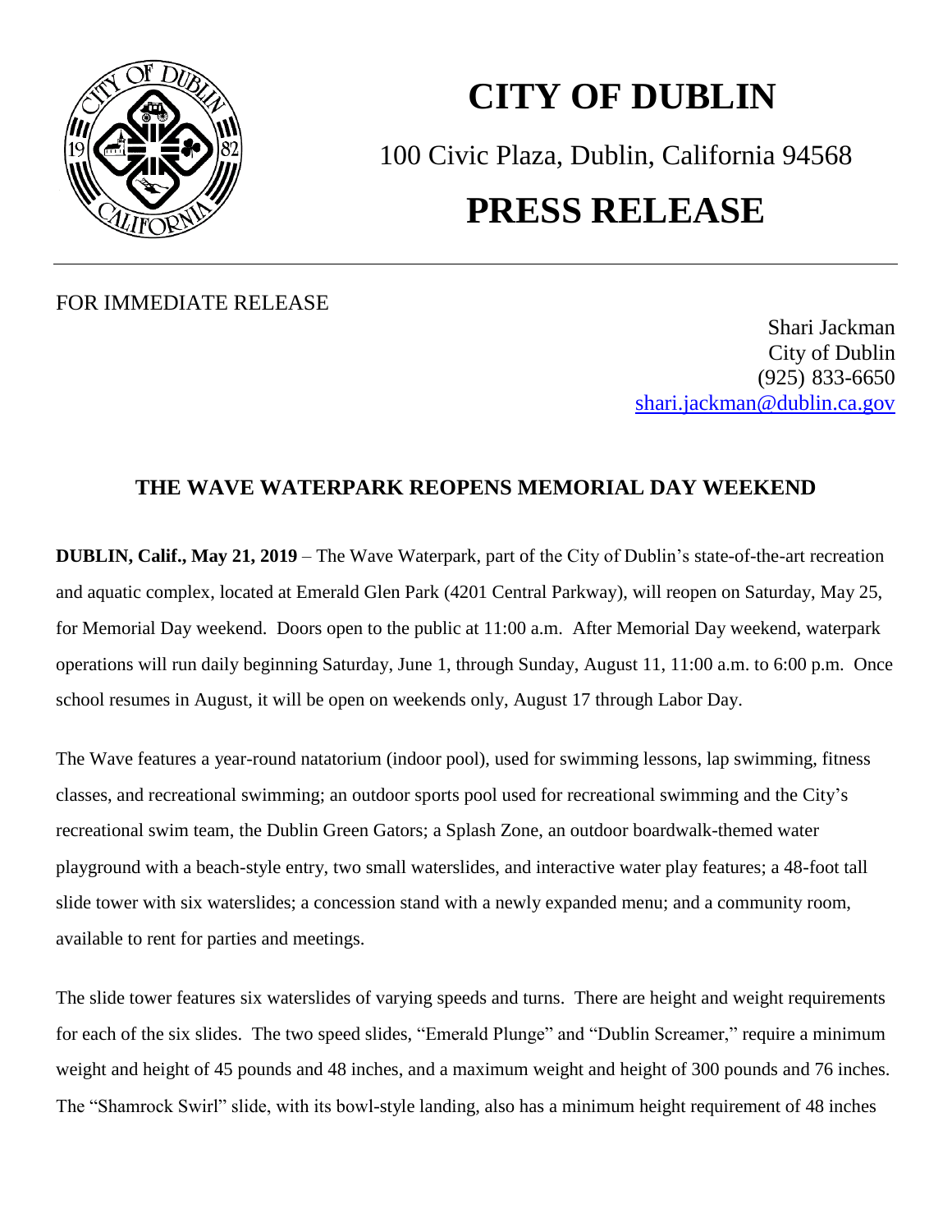# CITY OF DUBLIN

100 Civic Plaza, Dublin, California 94568

# PRESS RELEASE

FOR IMMEDIATE RELEASE

Shari Jackman
City of Dublin
(925) 833-6650
shari.jackman@dublin.ca.gov

## THE WAVE WATERPARK REOPENS MEMORIAL DAY WEEKEND

**DUBLIN, Calif., May 21, 2019** – The Wave Waterpark, part of the City of Dublin's state-of-the-art recreation and aquatic complex, located at Emerald Glen Park (4201 Central Parkway), will reopen on Saturday, May 25, for Memorial Day weekend. Doors open to the public at 11:00 a.m. After Memorial Day weekend, waterpark operations will run daily beginning Saturday, June 1, through Sunday, August 11, 11:00 a.m. to 6:00 p.m. Once school resumes in August, it will be open on weekends only, August 17 through Labor Day.

The Wave features a year-round natatorium (indoor pool), used for swimming lessons, lap swimming, fitness classes, and recreational swimming; an outdoor sports pool used for recreational swimming and the City's recreational swim team, the Dublin Green Gators; a Splash Zone, an outdoor boardwalk-themed water playground with a beach-style entry, two small waterslides, and interactive water play features; a 48-foot tall slide tower with six waterslides; a concession stand with a newly expanded menu; and a community room, available to rent for parties and meetings.

The slide tower features six waterslides of varying speeds and turns. There are height and weight requirements for each of the six slides. The two speed slides, "Emerald Plunge" and "Dublin Screamer," require a minimum weight and height of 45 pounds and 48 inches, and a maximum weight and height of 300 pounds and 76 inches. The "Shamrock Swirl" slide, with its bowl-style landing, also has a minimum height requirement of 48 inches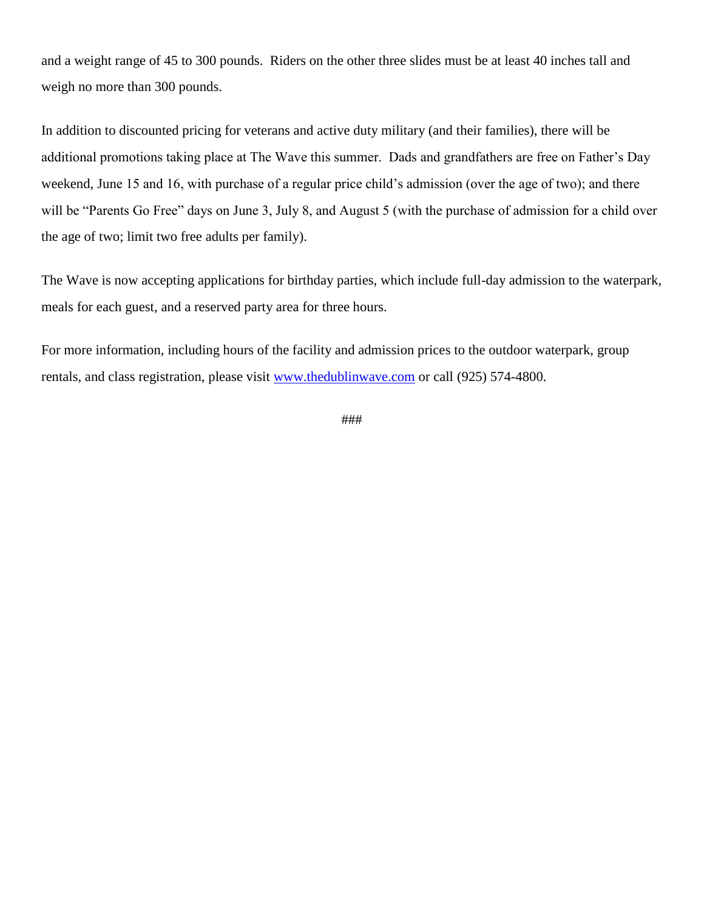and a weight range of 45 to 300 pounds.  Riders on the other three slides must be at least 40 inches tall and weigh no more than 300 pounds.

In addition to discounted pricing for veterans and active duty military (and their families), there will be additional promotions taking place at The Wave this summer.  Dads and grandfathers are free on Father's Day weekend, June 15 and 16, with purchase of a regular price child's admission (over the age of two); and there will be "Parents Go Free" days on June 3, July 8, and August 5 (with the purchase of admission for a child over the age of two; limit two free adults per family).

The Wave is now accepting applications for birthday parties, which include full-day admission to the waterpark, meals for each guest, and a reserved party area for three hours.

For more information, including hours of the facility and admission prices to the outdoor waterpark, group rentals, and class registration, please visit [www.thedublinwave.com](http://www.thedublinwave.com) or call (925) 574-4800.

###